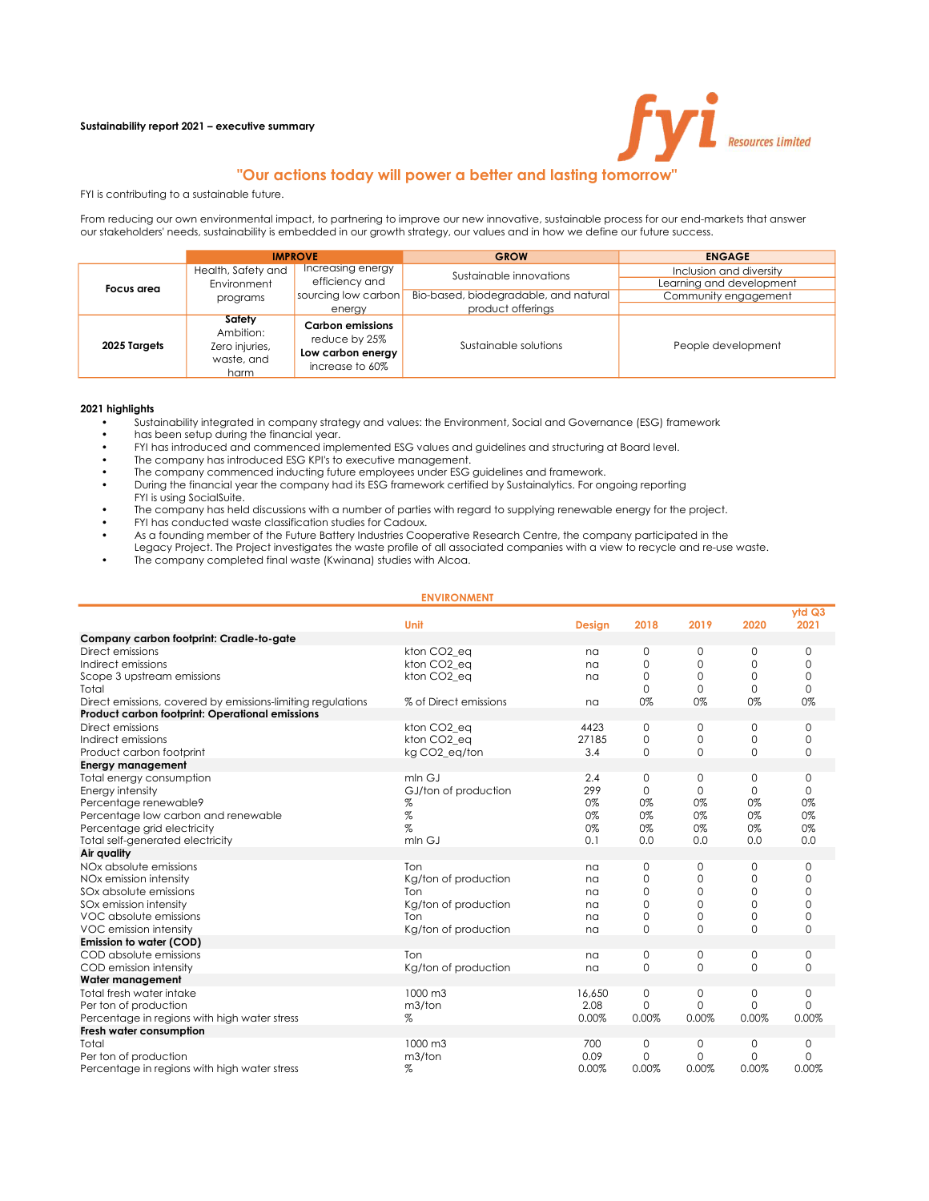Sustainability report 2021 – executive summary

FYI Resources Limited

## "Our actions today will power a better and lasting tomorrow"

FYI is contributing to a sustainable future.

From reducing our own environmental impact, to partnering to improve our new innovative, sustainable process for our end-markets that answer our stakeholders' needs, sustainability is embedded in our growth strategy, our values and in how we define our future success.

| | IMPROVE | | GROW | ENGAGE |
|---|---|---|---|---|
| **Focus area** | Health, Safety and Environment programs | Increasing energy efficiency and sourcing low carbon energy | Sustainable innovations<br>Bio-based, biodegradable, and natural product offerings | Inclusion and diversity<br>Learning and development<br>Community engagement |
| **2025 Targets** | **Safety** Ambition: Zero injuries, waste, and harm | **Carbon emissions** reduce by 25%<br>**Low carbon energy** increase to 60% | Sustainable solutions | People development |

**2021 highlights**

- Sustainability integrated in company strategy and values: the Environment, Social and Governance (ESG) framework has been setup during the financial year.
- FYI has introduced and commenced implemented ESG values and guidelines and structuring at Board level.
- The company has introduced ESG KPI's to executive management.
- The company commenced inducting future employees under ESG guidelines and framework.
- During the financial year the company had its ESG framework certified by Sustainalytics. For ongoing reporting FYI is using SocialSuite.
- The company has held discussions with a number of parties with regard to supplying renewable energy for the project.
- FYI has conducted waste classification studies for Cadoux.
- As a founding member of the Future Battery Industries Cooperative Research Centre, the company participated in the Legacy Project. The Project investigates the waste profile of all associated companies with a view to recycle and re-use waste.
- The company completed final waste (Kwinana) studies with Alcoa.

## ENVIRONMENT

| | Unit | Design | 2018 | 2019 | 2020 | ytd Q3 2021 |
|---|---|---|---|---|---|---|
| **Company carbon footprint: Cradle-to-gate** | | | | | | |
| Direct emissions | kton CO2_eq | na | 0 | 0 | 0 | 0 |
| Indirect emissions | kton CO2_eq | na | 0 | 0 | 0 | 0 |
| Scope 3 upstream emissions | kton CO2_eq | na | 0 | 0 | 0 | 0 |
| Total | | | 0 | 0 | 0 | 0 |
| Direct emissions, covered by emissions-limiting regulations | % of Direct emissions | na | 0% | 0% | 0% | 0% |
| **Product carbon footprint: Operational emissions** | | | | | | |
| Direct emissions | kton CO2_eq | 4423 | 0 | 0 | 0 | 0 |
| Indirect emissions | kton CO2_eq | 27185 | 0 | 0 | 0 | 0 |
| Product carbon footprint | kg CO2_eq/ton | 3.4 | 0 | 0 | 0 | 0 |
| **Energy management** | | | | | | |
| Total energy consumption | mln GJ | 2.4 | 0 | 0 | 0 | 0 |
| Energy intensity | GJ/ton of production | 299 | 0 | 0 | 0 | 0 |
| Percentage renewable9 | % | 0% | 0% | 0% | 0% | 0% |
| Percentage low carbon and renewable | % | 0% | 0% | 0% | 0% | 0% |
| Percentage grid electricity | % | 0% | 0% | 0% | 0% | 0% |
| Total self-generated electricity | mln GJ | 0.1 | 0.0 | 0.0 | 0.0 | 0.0 |
| **Air quality** | | | | | | |
| NOx absolute emissions | Ton | na | 0 | 0 | 0 | 0 |
| NOx emission intensity | Kg/ton of production | na | 0 | 0 | 0 | 0 |
| SOx absolute emissions | Ton | na | 0 | 0 | 0 | 0 |
| SOx emission intensity | Kg/ton of production | na | 0 | 0 | 0 | 0 |
| VOC absolute emissions | Ton | na | 0 | 0 | 0 | 0 |
| VOC emission intensity | Kg/ton of production | na | 0 | 0 | 0 | 0 |
| **Emission to water (COD)** | | | | | | |
| COD absolute emissions | Ton | na | 0 | 0 | 0 | 0 |
| COD emission intensity | Kg/ton of production | na | 0 | 0 | 0 | 0 |
| **Water management** | | | | | | |
| Total fresh water intake | 1000 m3 | 16,650 | 0 | 0 | 0 | 0 |
| Per ton of production | m3/ton | 2.08 | 0 | 0 | 0 | 0 |
| Percentage in regions with high water stress | % | 0.00% | 0.00% | 0.00% | 0.00% | 0.00% |
| **Fresh water consumption** | | | | | | |
| Total | 1000 m3 | 700 | 0 | 0 | 0 | 0 |
| Per ton of production | m3/ton | 0.09 | 0 | 0 | 0 | 0 |
| Percentage in regions with high water stress | % | 0.00% | 0.00% | 0.00% | 0.00% | 0.00% |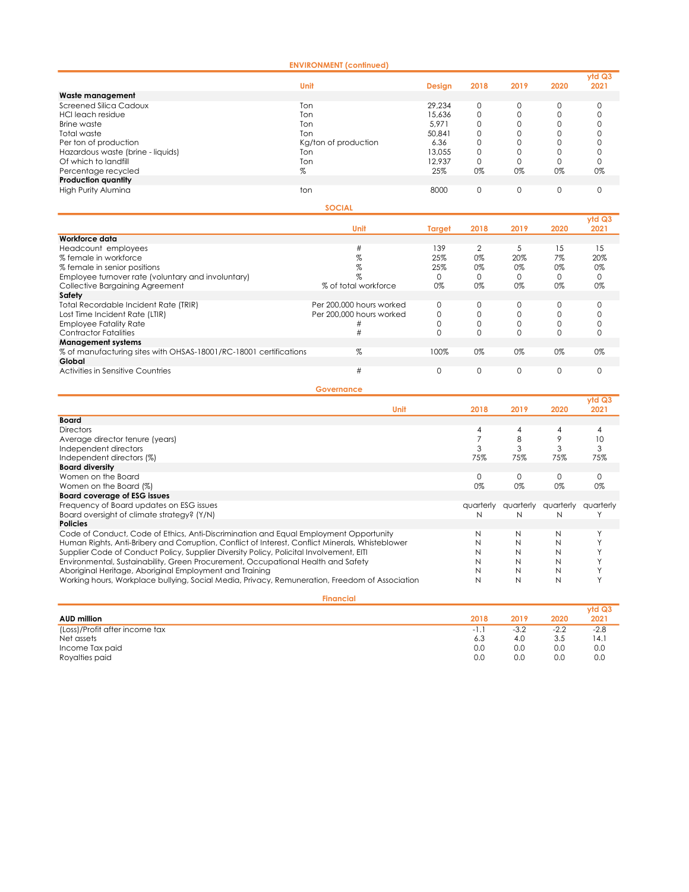## ENVIRONMENT (continued)

| | Unit | Design | 2018 | 2019 | 2020 | ytd Q3 2021 |
|---|---|---|---|---|---|---|
| **Waste management** | | | | | | |
| Screened Silica Cadoux | Ton | 29,234 | 0 | 0 | 0 | 0 |
| HCl leach residue | Ton | 15,636 | 0 | 0 | 0 | 0 |
| Brine waste | Ton | 5,971 | 0 | 0 | 0 | 0 |
| Total waste | Ton | 50,841 | 0 | 0 | 0 | 0 |
| Per ton of production | Kg/ton of production | 6.36 | 0 | 0 | 0 | 0 |
| Hazardous waste (brine - liquids) | Ton | 13,055 | 0 | 0 | 0 | 0 |
| Of which to landfill | Ton | 12,937 | 0 | 0 | 0 | 0 |
| Percentage recycled | % | 25% | 0% | 0% | 0% | 0% |
| **Production quantity** | | | | | | |
| High Purity Alumina | ton | 8000 | 0 | 0 | 0 | 0 |

## SOCIAL

| | Unit | Target | 2018 | 2019 | 2020 | ytd Q3 2021 |
|---|---|---|---|---|---|---|
| **Workforce data** | | | | | | |
| Headcount employees | # | 139 | 2 | 5 | 15 | 15 |
| % female in workforce | % | 25% | 0% | 20% | 7% | 20% |
| % female in senior positions | % | 25% | 0% | 0% | 0% | 0% |
| Employee turnover rate (voluntary and involuntary) | % | 0 | 0 | 0 | 0 | 0 |
| Collective Bargaining Agreement | % of total workforce | 0% | 0% | 0% | 0% | 0% |
| **Safety** | | | | | | |
| Total Recordable Incident Rate (TRIR) | Per 200,000 hours worked | 0 | 0 | 0 | 0 | 0 |
| Lost Time Incident Rate (LTIR) | Per 200,000 hours worked | 0 | 0 | 0 | 0 | 0 |
| Employee Fatality Rate | # | 0 | 0 | 0 | 0 | 0 |
| Contractor Fatalities | # | 0 | 0 | 0 | 0 | 0 |
| **Management systems** | | | | | | |
| % of manufacturing sites with OHSAS-18001/RC-18001 certifications | % | 100% | 0% | 0% | 0% | 0% |
| **Global** | | | | | | |
| Activities in Sensitive Countries | # | 0 | 0 | 0 | 0 | 0 |

## Governance

| | Unit | 2018 | 2019 | 2020 | ytd Q3 2021 |
|---|---|---|---|---|---|
| **Board** | | | | | |
| Directors | | 4 | 4 | 4 | 4 |
| Average director tenure (years) | | 7 | 8 | 9 | 10 |
| Independent directors | | 3 | 3 | 3 | 3 |
| Independent directors (%) | | 75% | 75% | 75% | 75% |
| **Board diversity** | | | | | |
| Women on the Board | | 0 | 0 | 0 | 0 |
| Women on the Board (%) | | 0% | 0% | 0% | 0% |
| **Board coverage of ESG issues** | | | | | |
| Frequency of Board updates on ESG issues | | quarterly | quarterly | quarterly | quarterly |
| Board oversight of climate strategy? (Y/N) | | N | N | N | Y |
| **Policies** | | | | | |
| Code of Conduct, Code of Ethics, Anti-Discrimination and Equal Employment Opportunity | | N | N | N | Y |
| Human Rights, Anti-Bribery and Corruption, Conflict of Interest, Conflict Minerals, Whistleblower | | N | N | N | Y |
| Supplier Code of Conduct Policy, Supplier Diversity Policy, Policital Involvement, EITI | | N | N | N | Y |
| Environmental, Sustainability, Green Procurement, Occupational Health and Safety | | N | N | N | Y |
| Aboriginal Heritage, Aboriginal Employment and Training | | N | N | N | Y |
| Working hours, Workplace bullying, Social Media, Privacy, Remuneration, Freedom of Association | | N | N | N | Y |

## Financial

| AUD million | 2018 | 2019 | 2020 | ytd Q3 2021 |
|---|---|---|---|---|
| (Loss)/Profit after income tax | -1.1 | -3.2 | -2.2 | -2.8 |
| Net assets | 6.3 | 4.0 | 3.5 | 14.1 |
| Income Tax paid | 0.0 | 0.0 | 0.0 | 0.0 |
| Royalties paid | 0.0 | 0.0 | 0.0 | 0.0 |